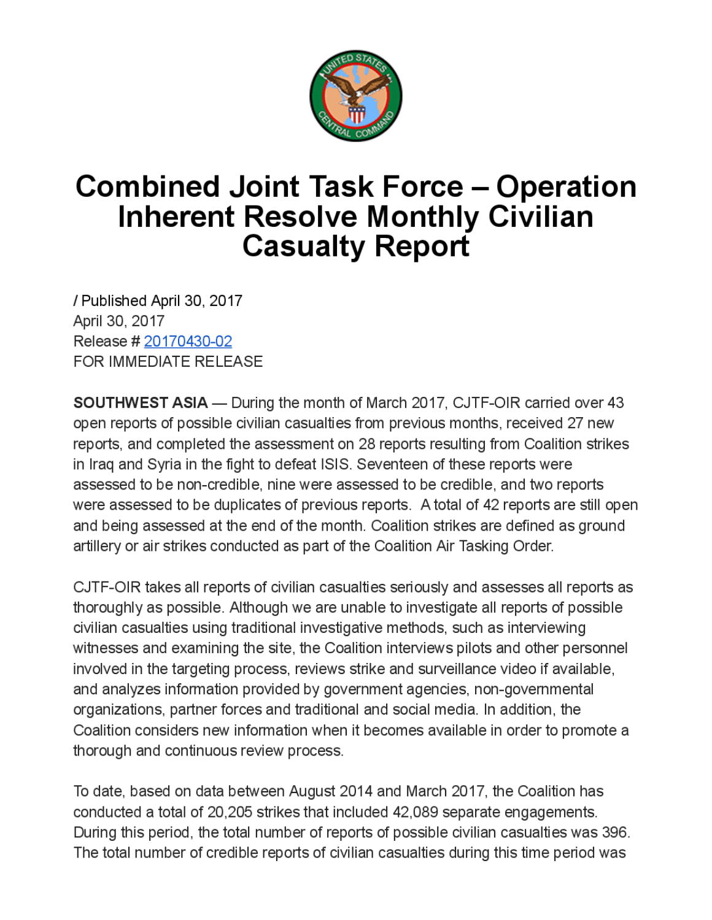# Combined Joint Task Force – Operation Inherent Resolve Monthly Civilian Casualty Report

/ Published April 30, 2017
April 30, 2017
Release # 20170430-02
FOR IMMEDIATE RELEASE

**SOUTHWEST ASIA** — During the month of March 2017, CJTF-OIR carried over 43 open reports of possible civilian casualties from previous months, received 27 new reports, and completed the assessment on 28 reports resulting from Coalition strikes in Iraq and Syria in the fight to defeat ISIS. Seventeen of these reports were assessed to be non-credible, nine were assessed to be credible, and two reports were assessed to be duplicates of previous reports. A total of 42 reports are still open and being assessed at the end of the month. Coalition strikes are defined as ground artillery or air strikes conducted as part of the Coalition Air Tasking Order.

CJTF-OIR takes all reports of civilian casualties seriously and assesses all reports as thoroughly as possible. Although we are unable to investigate all reports of possible civilian casualties using traditional investigative methods, such as interviewing witnesses and examining the site, the Coalition interviews pilots and other personnel involved in the targeting process, reviews strike and surveillance video if available, and analyzes information provided by government agencies, non-governmental organizations, partner forces and traditional and social media. In addition, the Coalition considers new information when it becomes available in order to promote a thorough and continuous review process.

To date, based on data between August 2014 and March 2017, the Coalition has conducted a total of 20,205 strikes that included 42,089 separate engagements. During this period, the total number of reports of possible civilian casualties was 396. The total number of credible reports of civilian casualties during this time period was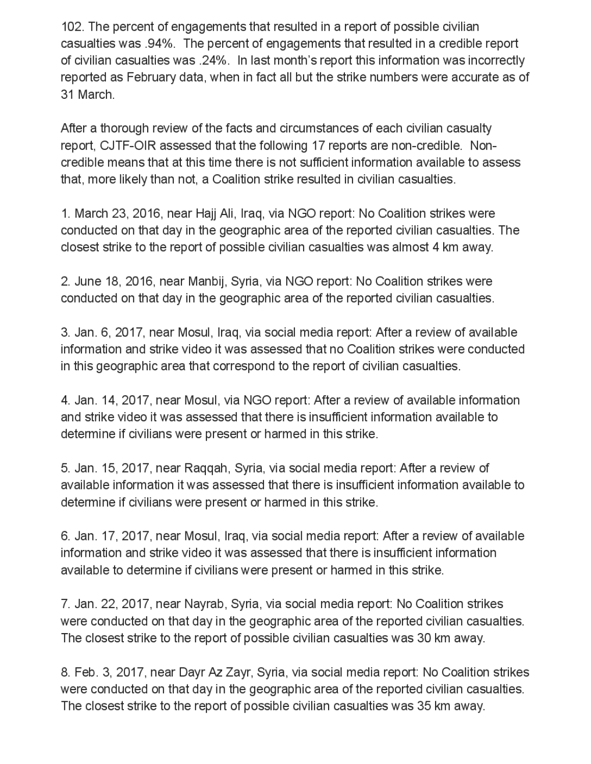102. The percent of engagements that resulted in a report of possible civilian casualties was .94%. The percent of engagements that resulted in a credible report of civilian casualties was .24%. In last month's report this information was incorrectly reported as February data, when in fact all but the strike numbers were accurate as of 31 March.

After a thorough review of the facts and circumstances of each civilian casualty report, CJTF-OIR assessed that the following 17 reports are non-credible. Non-credible means that at this time there is not sufficient information available to assess that, more likely than not, a Coalition strike resulted in civilian casualties.

1. March 23, 2016, near Hajj Ali, Iraq, via NGO report: No Coalition strikes were conducted on that day in the geographic area of the reported civilian casualties. The closest strike to the report of possible civilian casualties was almost 4 km away.

2. June 18, 2016, near Manbij, Syria, via NGO report: No Coalition strikes were conducted on that day in the geographic area of the reported civilian casualties.

3. Jan. 6, 2017, near Mosul, Iraq, via social media report: After a review of available information and strike video it was assessed that no Coalition strikes were conducted in this geographic area that correspond to the report of civilian casualties.

4. Jan. 14, 2017, near Mosul, via NGO report: After a review of available information and strike video it was assessed that there is insufficient information available to determine if civilians were present or harmed in this strike.

5. Jan. 15, 2017, near Raqqah, Syria, via social media report: After a review of available information it was assessed that there is insufficient information available to determine if civilians were present or harmed in this strike.

6. Jan. 17, 2017, near Mosul, Iraq, via social media report: After a review of available information and strike video it was assessed that there is insufficient information available to determine if civilians were present or harmed in this strike.

7. Jan. 22, 2017, near Nayrab, Syria, via social media report: No Coalition strikes were conducted on that day in the geographic area of the reported civilian casualties. The closest strike to the report of possible civilian casualties was 30 km away.

8. Feb. 3, 2017, near Dayr Az Zayr, Syria, via social media report: No Coalition strikes were conducted on that day in the geographic area of the reported civilian casualties. The closest strike to the report of possible civilian casualties was 35 km away.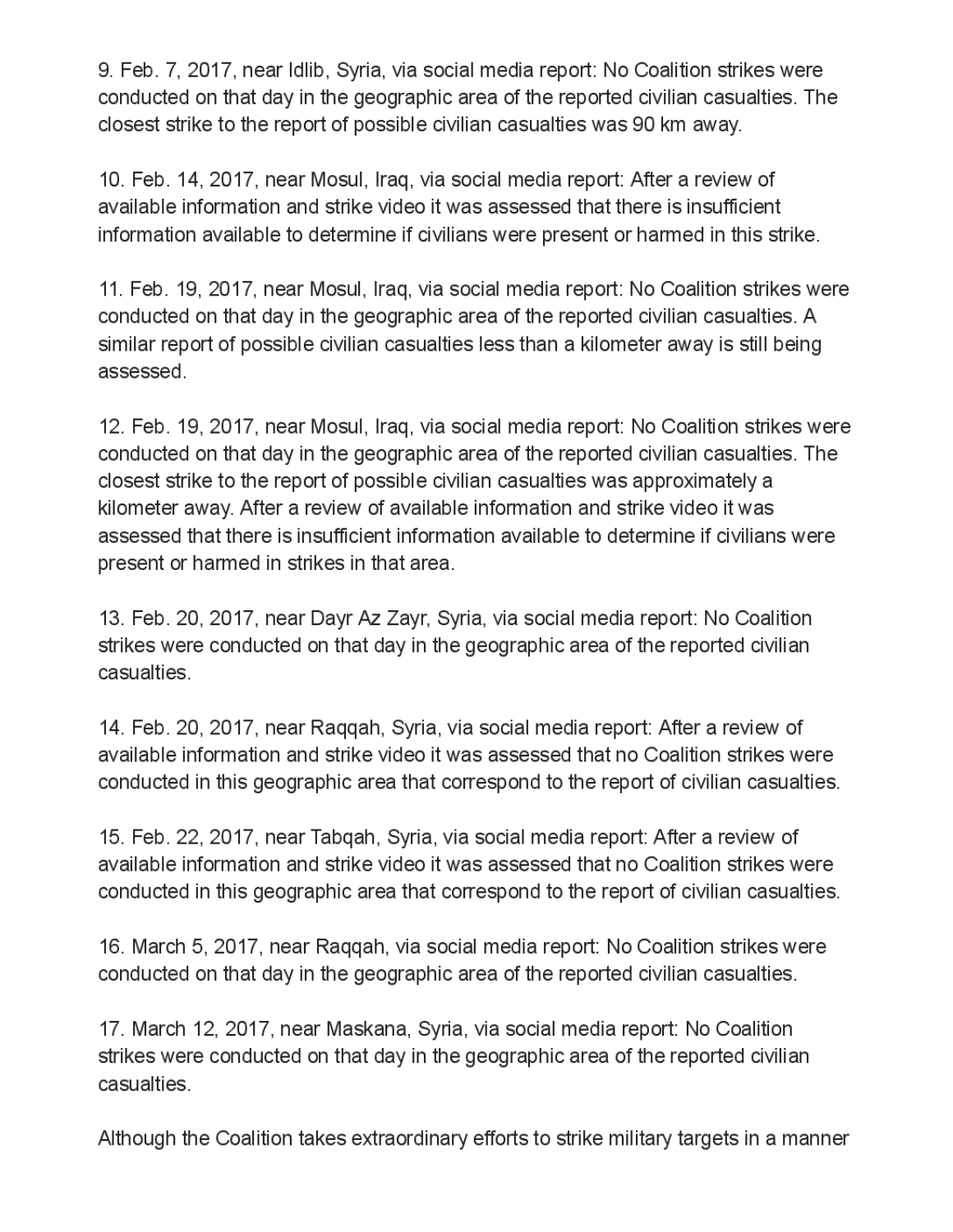9. Feb. 7, 2017, near Idlib, Syria, via social media report: No Coalition strikes were conducted on that day in the geographic area of the reported civilian casualties. The closest strike to the report of possible civilian casualties was 90 km away.

10. Feb. 14, 2017, near Mosul, Iraq, via social media report: After a review of available information and strike video it was assessed that there is insufficient information available to determine if civilians were present or harmed in this strike.

11. Feb. 19, 2017, near Mosul, Iraq, via social media report: No Coalition strikes were conducted on that day in the geographic area of the reported civilian casualties. A similar report of possible civilian casualties less than a kilometer away is still being assessed.

12. Feb. 19, 2017, near Mosul, Iraq, via social media report: No Coalition strikes were conducted on that day in the geographic area of the reported civilian casualties. The closest strike to the report of possible civilian casualties was approximately a kilometer away. After a review of available information and strike video it was assessed that there is insufficient information available to determine if civilians were present or harmed in strikes in that area.

13. Feb. 20, 2017, near Dayr Az Zayr, Syria, via social media report: No Coalition strikes were conducted on that day in the geographic area of the reported civilian casualties.

14. Feb. 20, 2017, near Raqqah, Syria, via social media report: After a review of available information and strike video it was assessed that no Coalition strikes were conducted in this geographic area that correspond to the report of civilian casualties.

15. Feb. 22, 2017, near Tabqah, Syria, via social media report: After a review of available information and strike video it was assessed that no Coalition strikes were conducted in this geographic area that correspond to the report of civilian casualties.

16. March 5, 2017, near Raqqah, via social media report: No Coalition strikes were conducted on that day in the geographic area of the reported civilian casualties.

17. March 12, 2017, near Maskana, Syria, via social media report: No Coalition strikes were conducted on that day in the geographic area of the reported civilian casualties.

Although the Coalition takes extraordinary efforts to strike military targets in a manner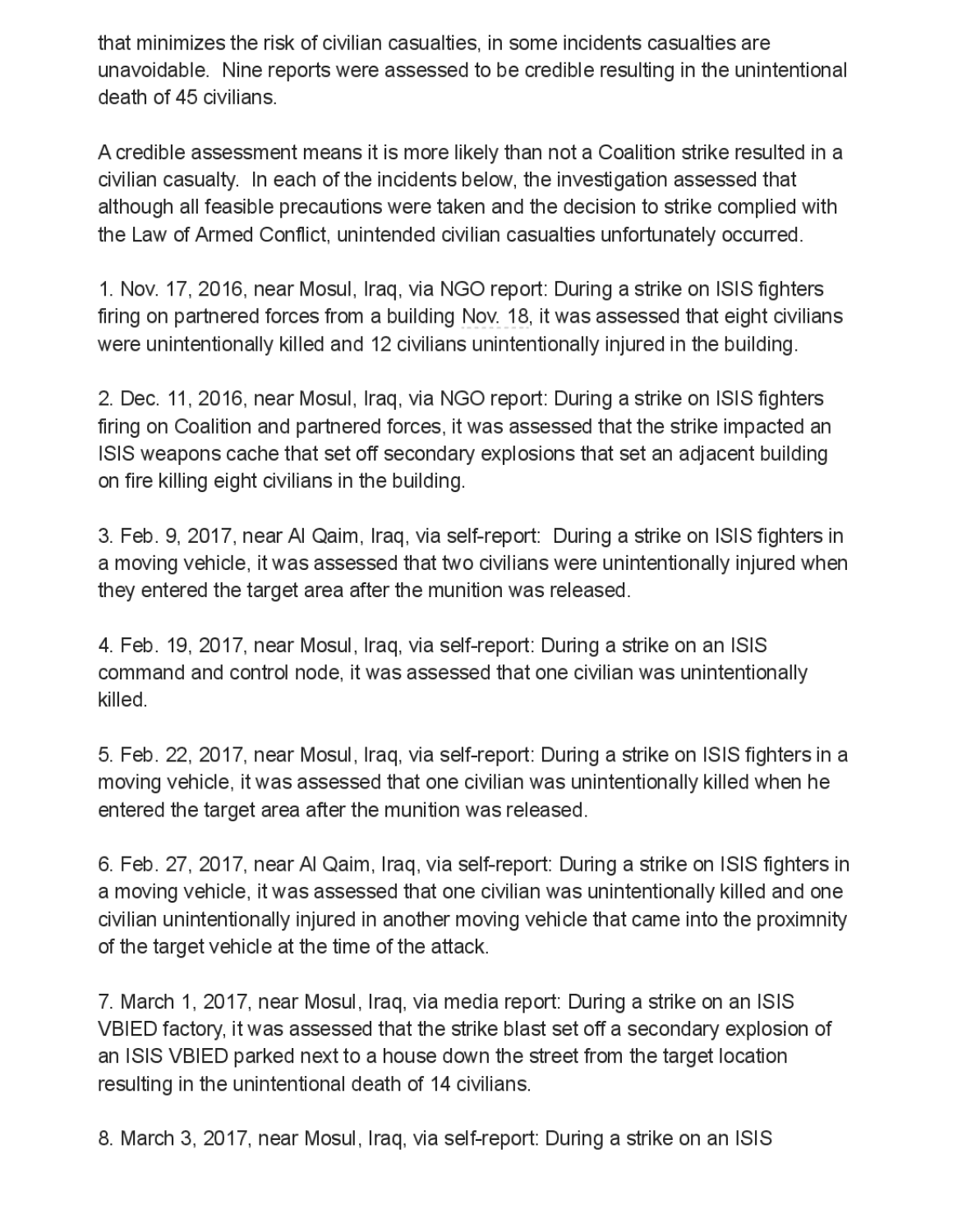that minimizes the risk of civilian casualties, in some incidents casualties are unavoidable. Nine reports were assessed to be credible resulting in the unintentional death of 45 civilians.

A credible assessment means it is more likely than not a Coalition strike resulted in a civilian casualty. In each of the incidents below, the investigation assessed that although all feasible precautions were taken and the decision to strike complied with the Law of Armed Conflict, unintended civilian casualties unfortunately occurred.

1. Nov. 17, 2016, near Mosul, Iraq, via NGO report: During a strike on ISIS fighters firing on partnered forces from a building Nov. 18, it was assessed that eight civilians were unintentionally killed and 12 civilians unintentionally injured in the building.

2. Dec. 11, 2016, near Mosul, Iraq, via NGO report: During a strike on ISIS fighters firing on Coalition and partnered forces, it was assessed that the strike impacted an ISIS weapons cache that set off secondary explosions that set an adjacent building on fire killing eight civilians in the building.

3. Feb. 9, 2017, near Al Qaim, Iraq, via self-report: During a strike on ISIS fighters in a moving vehicle, it was assessed that two civilians were unintentionally injured when they entered the target area after the munition was released.

4. Feb. 19, 2017, near Mosul, Iraq, via self-report: During a strike on an ISIS command and control node, it was assessed that one civilian was unintentionally killed.

5. Feb. 22, 2017, near Mosul, Iraq, via self-report: During a strike on ISIS fighters in a moving vehicle, it was assessed that one civilian was unintentionally killed when he entered the target area after the munition was released.

6. Feb. 27, 2017, near Al Qaim, Iraq, via self-report: During a strike on ISIS fighters in a moving vehicle, it was assessed that one civilian was unintentionally killed and one civilian unintentionally injured in another moving vehicle that came into the proximnity of the target vehicle at the time of the attack.

7. March 1, 2017, near Mosul, Iraq, via media report: During a strike on an ISIS VBIED factory, it was assessed that the strike blast set off a secondary explosion of an ISIS VBIED parked next to a house down the street from the target location resulting in the unintentional death of 14 civilians.

8. March 3, 2017, near Mosul, Iraq, via self-report: During a strike on an ISIS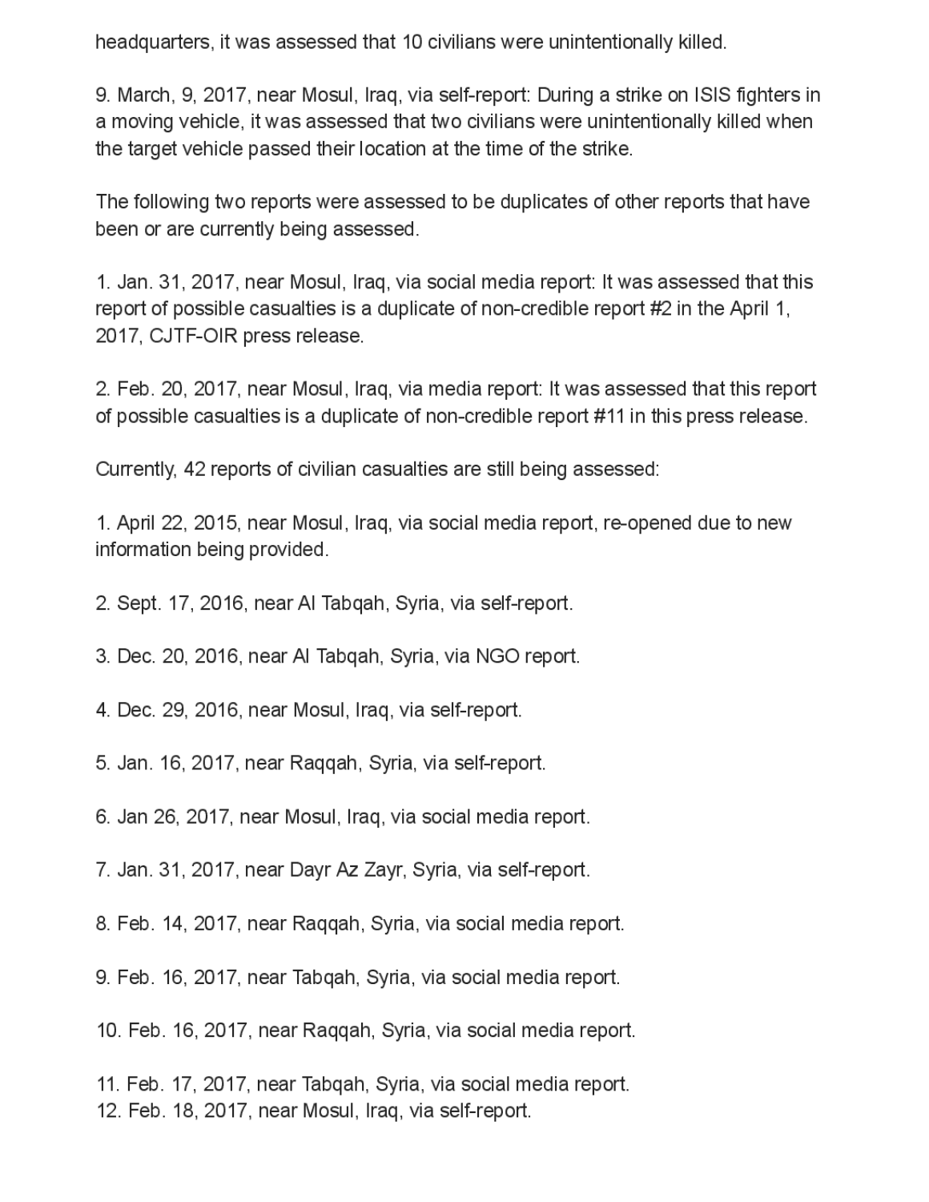headquarters, it was assessed that 10 civilians were unintentionally killed.

9. March, 9, 2017, near Mosul, Iraq, via self-report: During a strike on ISIS fighters in a moving vehicle, it was assessed that two civilians were unintentionally killed when the target vehicle passed their location at the time of the strike.

The following two reports were assessed to be duplicates of other reports that have been or are currently being assessed.

1. Jan. 31, 2017, near Mosul, Iraq, via social media report: It was assessed that this report of possible casualties is a duplicate of non-credible report #2 in the April 1, 2017, CJTF-OIR press release.

2. Feb. 20, 2017, near Mosul, Iraq, via media report: It was assessed that this report of possible casualties is a duplicate of non-credible report #11 in this press release.

Currently, 42 reports of civilian casualties are still being assessed:

1. April 22, 2015, near Mosul, Iraq, via social media report, re-opened due to new information being provided.

2. Sept. 17, 2016, near Al Tabqah, Syria, via self-report.

3. Dec. 20, 2016, near Al Tabqah, Syria, via NGO report.

4. Dec. 29, 2016, near Mosul, Iraq, via self-report.

5. Jan. 16, 2017, near Raqqah, Syria, via self-report.

6. Jan 26, 2017, near Mosul, Iraq, via social media report.

7. Jan. 31, 2017, near Dayr Az Zayr, Syria, via self-report.

8. Feb. 14, 2017, near Raqqah, Syria, via social media report.

9. Feb. 16, 2017, near Tabqah, Syria, via social media report.

10. Feb. 16, 2017, near Raqqah, Syria, via social media report.

11. Feb. 17, 2017, near Tabqah, Syria, via social media report.
12. Feb. 18, 2017, near Mosul, Iraq, via self-report.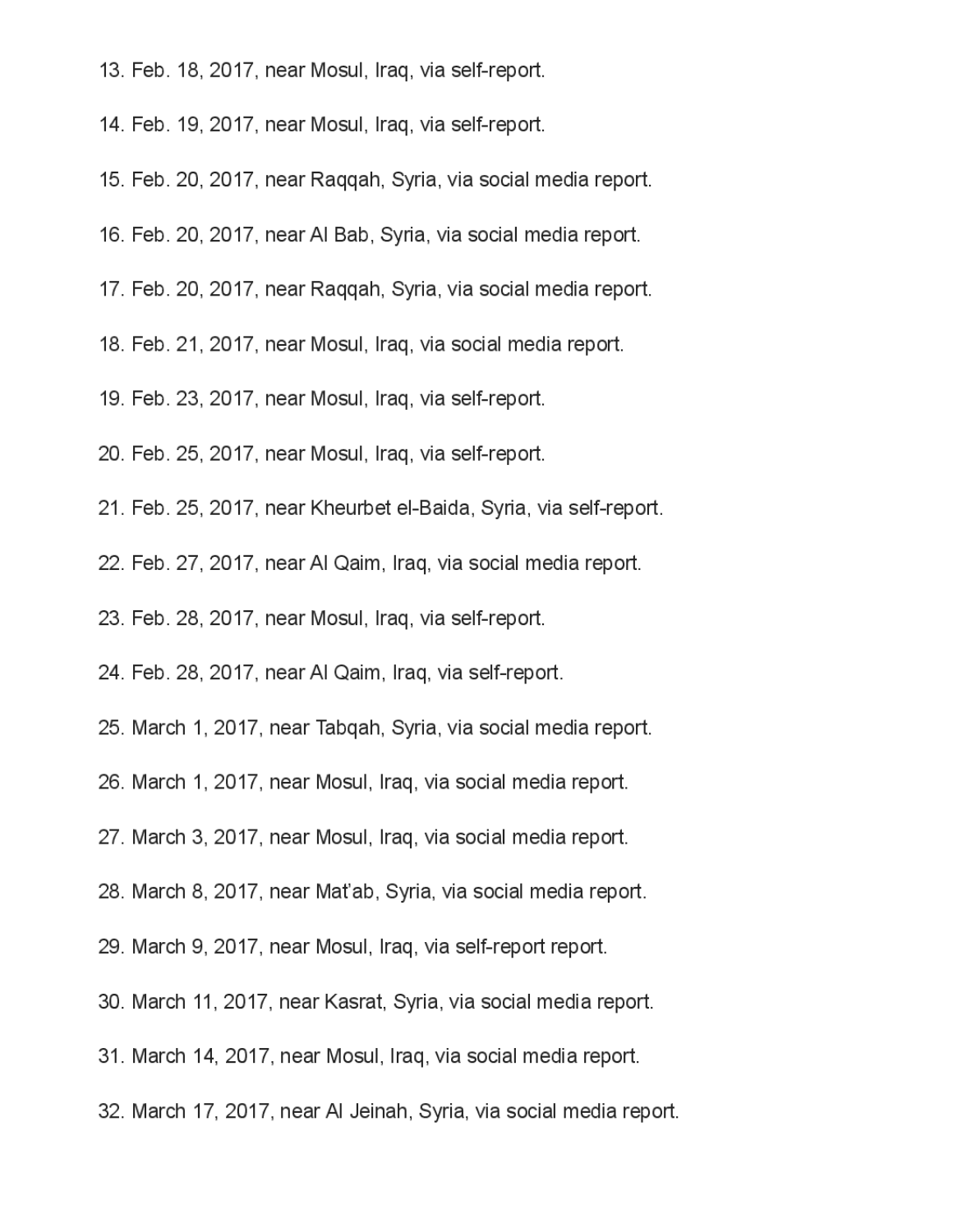13. Feb. 18, 2017, near Mosul, Iraq, via self-report.

14. Feb. 19, 2017, near Mosul, Iraq, via self-report.

15. Feb. 20, 2017, near Raqqah, Syria, via social media report.

16. Feb. 20, 2017, near Al Bab, Syria, via social media report.

17. Feb. 20, 2017, near Raqqah, Syria, via social media report.

18. Feb. 21, 2017, near Mosul, Iraq, via social media report.

19. Feb. 23, 2017, near Mosul, Iraq, via self-report.

20. Feb. 25, 2017, near Mosul, Iraq, via self-report.

21. Feb. 25, 2017, near Kheurbet el-Baida, Syria, via self-report.

22. Feb. 27, 2017, near Al Qaim, Iraq, via social media report.

23. Feb. 28, 2017, near Mosul, Iraq, via self-report.

24. Feb. 28, 2017, near Al Qaim, Iraq, via self-report.

25. March 1, 2017, near Tabqah, Syria, via social media report.

26. March 1, 2017, near Mosul, Iraq, via social media report.

27. March 3, 2017, near Mosul, Iraq, via social media report.

28. March 8, 2017, near Mat'ab, Syria, via social media report.

29. March 9, 2017, near Mosul, Iraq, via self-report report.

30. March 11, 2017, near Kasrat, Syria, via social media report.

31. March 14, 2017, near Mosul, Iraq, via social media report.

32. March 17, 2017, near Al Jeinah, Syria, via social media report.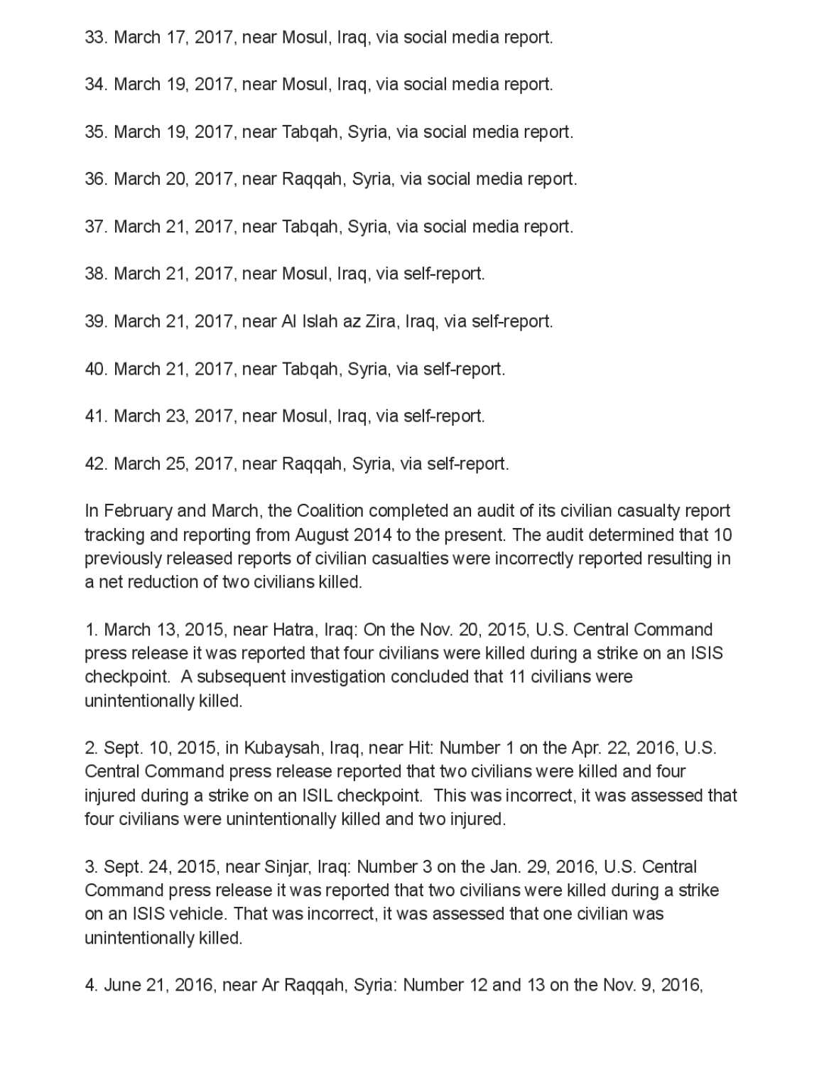33. March 17, 2017, near Mosul, Iraq, via social media report.

34. March 19, 2017, near Mosul, Iraq, via social media report.

35. March 19, 2017, near Tabqah, Syria, via social media report.

36. March 20, 2017, near Raqqah, Syria, via social media report.

37. March 21, 2017, near Tabqah, Syria, via social media report.

38. March 21, 2017, near Mosul, Iraq, via self-report.

39. March 21, 2017, near Al Islah az Zira, Iraq, via self-report.

40. March 21, 2017, near Tabqah, Syria, via self-report.

41. March 23, 2017, near Mosul, Iraq, via self-report.

42. March 25, 2017, near Raqqah, Syria, via self-report.

In February and March, the Coalition completed an audit of its civilian casualty report tracking and reporting from August 2014 to the present. The audit determined that 10 previously released reports of civilian casualties were incorrectly reported resulting in a net reduction of two civilians killed.

1. March 13, 2015, near Hatra, Iraq: On the Nov. 20, 2015, U.S. Central Command press release it was reported that four civilians were killed during a strike on an ISIS checkpoint. A subsequent investigation concluded that 11 civilians were unintentionally killed.

2. Sept. 10, 2015, in Kubaysah, Iraq, near Hit: Number 1 on the Apr. 22, 2016, U.S. Central Command press release reported that two civilians were killed and four injured during a strike on an ISIL checkpoint. This was incorrect, it was assessed that four civilians were unintentionally killed and two injured.

3. Sept. 24, 2015, near Sinjar, Iraq: Number 3 on the Jan. 29, 2016, U.S. Central Command press release it was reported that two civilians were killed during a strike on an ISIS vehicle. That was incorrect, it was assessed that one civilian was unintentionally killed.

4. June 21, 2016, near Ar Raqqah, Syria: Number 12 and 13 on the Nov. 9, 2016,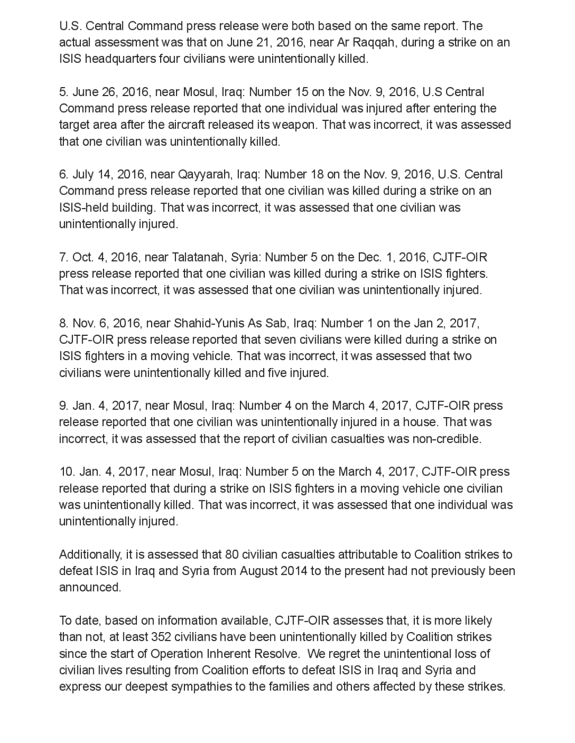U.S. Central Command press release were both based on the same report. The actual assessment was that on June 21, 2016, near Ar Raqqah, during a strike on an ISIS headquarters four civilians were unintentionally killed.

5. June 26, 2016, near Mosul, Iraq: Number 15 on the Nov. 9, 2016, U.S Central Command press release reported that one individual was injured after entering the target area after the aircraft released its weapon. That was incorrect, it was assessed that one civilian was unintentionally killed.

6. July 14, 2016, near Qayyarah, Iraq: Number 18 on the Nov. 9, 2016, U.S. Central Command press release reported that one civilian was killed during a strike on an ISIS-held building. That was incorrect, it was assessed that one civilian was unintentionally injured.

7. Oct. 4, 2016, near Talatanah, Syria: Number 5 on the Dec. 1, 2016, CJTF-OIR press release reported that one civilian was killed during a strike on ISIS fighters. That was incorrect, it was assessed that one civilian was unintentionally injured.

8. Nov. 6, 2016, near Shahid-Yunis As Sab, Iraq: Number 1 on the Jan 2, 2017, CJTF-OIR press release reported that seven civilians were killed during a strike on ISIS fighters in a moving vehicle. That was incorrect, it was assessed that two civilians were unintentionally killed and five injured.

9. Jan. 4, 2017, near Mosul, Iraq: Number 4 on the March 4, 2017, CJTF-OIR press release reported that one civilian was unintentionally injured in a house. That was incorrect, it was assessed that the report of civilian casualties was non-credible.

10. Jan. 4, 2017, near Mosul, Iraq: Number 5 on the March 4, 2017, CJTF-OIR press release reported that during a strike on ISIS fighters in a moving vehicle one civilian was unintentionally killed. That was incorrect, it was assessed that one individual was unintentionally injured.

Additionally, it is assessed that 80 civilian casualties attributable to Coalition strikes to defeat ISIS in Iraq and Syria from August 2014 to the present had not previously been announced.

To date, based on information available, CJTF-OIR assesses that, it is more likely than not, at least 352 civilians have been unintentionally killed by Coalition strikes since the start of Operation Inherent Resolve. We regret the unintentional loss of civilian lives resulting from Coalition efforts to defeat ISIS in Iraq and Syria and express our deepest sympathies to the families and others affected by these strikes.